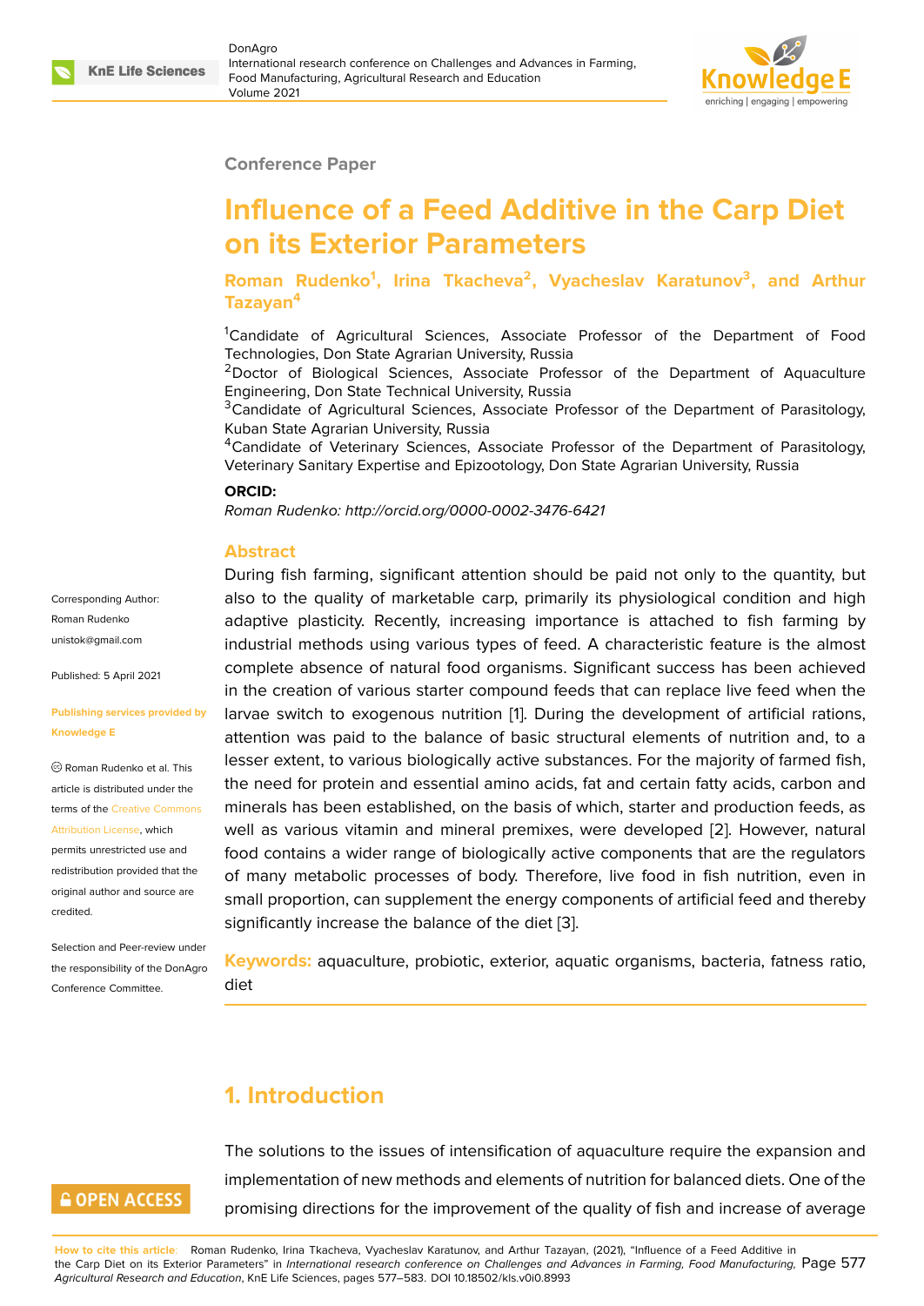Conference Paper

# Influence of a Feed Additive in the Carp Diet on its Exterior Parameters

**Roman Rudenko[1], Irina Tkacheva[2], Vyacheslav Karatunov[3], and Arthur Tazayan[4]**

[1]Candidate of Agricultural Sciences, Associate Professor of the Department of Food Technologies, Don State Agrarian University, Russia
[2]Doctor of Biological Sciences, Associate Professor of the Department of Aquaculture Engineering, Don State Technical University, Russia
[3]Candidate of Agricultural Sciences, Associate Professor of the Department of Parasitology, Kuban State Agrarian University, Russia
[4]Candidate of Veterinary Sciences, Associate Professor of the Department of Parasitology, Veterinary Sanitary Expertise and Epizootology, Don State Agrarian University, Russia

**ORCID:**

*Roman Rudenko: http://orcid.org/0000-0002-3476-6421*

Corresponding Author: Roman Rudenko unistok@gmail.com

Published: 5 April 2021

Publishing services provided by Knowledge E

© Roman Rudenko et al. This article is distributed under the terms of the Creative Commons Attribution License, which permits unrestricted use and redistribution provided that the original author and source are credited.

Selection and Peer-review under the responsibility of the DonAgro Conference Committee.

## Abstract

During fish farming, significant attention should be paid not only to the quantity, but also to the quality of marketable carp, primarily its physiological condition and high adaptive plasticity. Recently, increasing importance is attached to fish farming by industrial methods using various types of feed. A characteristic feature is the almost complete absence of natural food organisms. Significant success has been achieved in the creation of various starter compound feeds that can replace live feed when the larvae switch to exogenous nutrition [1]. During the development of artificial rations, attention was paid to the balance of basic structural elements of nutrition and, to a lesser extent, to various biologically active substances. For the majority of farmed fish, the need for protein and essential amino acids, fat and certain fatty acids, carbon and minerals has been established, on the basis of which, starter and production feeds, as well as various vitamin and mineral premixes, were developed [2]. However, natural food contains a wider range of biologically active components that are the regulators of many metabolic processes of body. Therefore, live food in fish nutrition, even in small proportion, can supplement the energy components of artificial feed and thereby significantly increase the balance of the diet [3].

**Keywords:** aquaculture, probiotic, exterior, aquatic organisms, bacteria, fatness ratio, diet

## 1. Introduction

The solutions to the issues of intensification of aquaculture require the expansion and implementation of new methods and elements of nutrition for balanced diets. One of the promising directions for the improvement of the quality of fish and increase of average

OPEN ACCESS

**How to cite this article**: Roman Rudenko, Irina Tkacheva, Vyacheslav Karatunov, and Arthur Tazayan, (2021), "Influence of a Feed Additive in the Carp Diet on its Exterior Parameters" in *International research conference on Challenges and Advances in Farming, Food Manufacturing, Agricultural Research and Education*, KnE Life Sciences, pages 577–583. DOI 10.18502/kls.v0i0.8993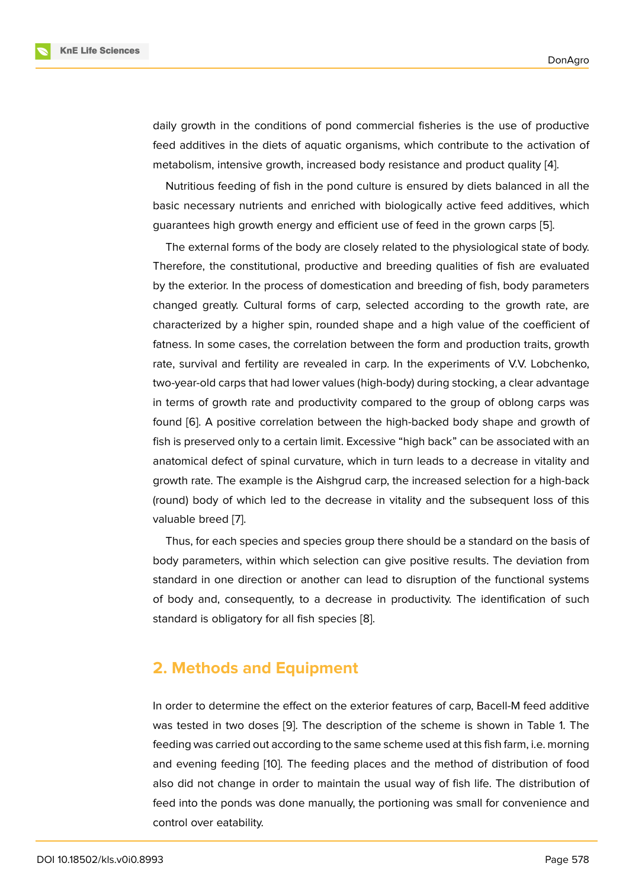daily growth in the conditions of pond commercial fisheries is the use of productive feed additives in the diets of aquatic organisms, which contribute to the activation of metabolism, intensive growth, increased body resistance and product quality [4].

Nutritious feeding of fish in the pond culture is ensured by diets balanced in all the basic necessary nutrients and enriched with biologically active feed additives, which guarantees high growth energy and efficient use of feed in the grown carps [5].

The external forms of the body are closely related to the physiological state of body. Therefore, the constitutional, productive and breeding qualities of fish are evaluated by the exterior. In the process of domestication and breeding of fish, body parameters changed greatly. Cultural forms of carp, selected according to the growth rate, are characterized by a higher spin, rounded shape and a high value of the coefficient of fatness. In some cases, the correlation between the form and production traits, growth rate, survival and fertility are revealed in carp. In the experiments of V.V. Lobchenko, two-year-old carps that had lower values (high-body) during stocking, a clear advantage in terms of growth rate and productivity compared to the group of oblong carps was found [6]. A positive correlation between the high-backed body shape and growth of fish is preserved only to a certain limit. Excessive "high back" can be associated with an anatomical defect of spinal curvature, which in turn leads to a decrease in vitality and growth rate. The example is the Aishgrud carp, the increased selection for a high-back (round) body of which led to the decrease in vitality and the subsequent loss of this valuable breed [7].

Thus, for each species and species group there should be a standard on the basis of body parameters, within which selection can give positive results. The deviation from standard in one direction or another can lead to disruption of the functional systems of body and, consequently, to a decrease in productivity. The identification of such standard is obligatory for all fish species [8].

## 2. Methods and Equipment

In order to determine the effect on the exterior features of carp, Bacell-M feed additive was tested in two doses [9]. The description of the scheme is shown in Table 1. The feeding was carried out according to the same scheme used at this fish farm, i.e. morning and evening feeding [10]. The feeding places and the method of distribution of food also did not change in order to maintain the usual way of fish life. The distribution of feed into the ponds was done manually, the portioning was small for convenience and control over eatability.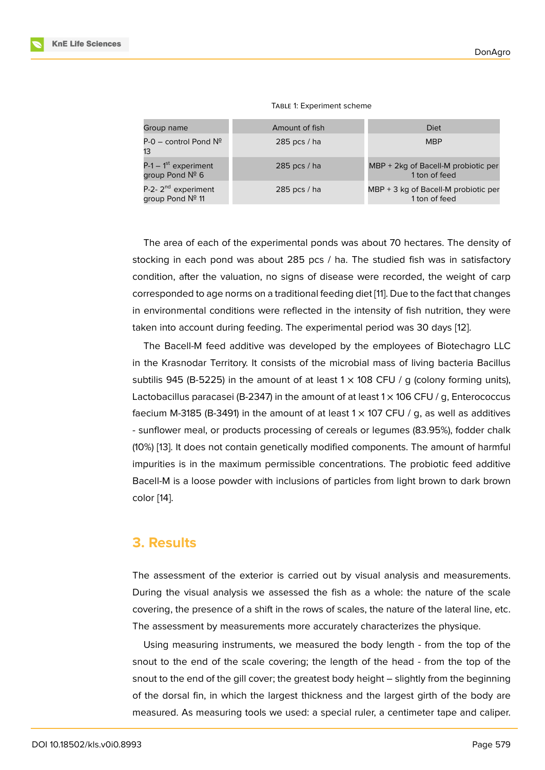Table 1: Experiment scheme

| Group name | Amount of fish | Diet |
| --- | --- | --- |
| P-0 – control Pond № 13 | 285 pcs / ha | MBP |
| P-1 – 1st experiment group Pond № 6 | 285 pcs / ha | MBP + 2kg of Bacell-M probiotic per 1 ton of feed |
| P-2- 2nd experiment group Pond № 11 | 285 pcs / ha | MBP + 3 kg of Bacell-M probiotic per 1 ton of feed |

The area of each of the experimental ponds was about 70 hectares. The density of stocking in each pond was about 285 pcs / ha. The studied fish was in satisfactory condition, after the valuation, no signs of disease were recorded, the weight of carp corresponded to age norms on a traditional feeding diet [11]. Due to the fact that changes in environmental conditions were reflected in the intensity of fish nutrition, they were taken into account during feeding. The experimental period was 30 days [12].

The Bacell-M feed additive was developed by the employees of Biotechagro LLC in the Krasnodar Territory. It consists of the microbial mass of living bacteria Bacillus subtilis 945 (B-5225) in the amount of at least $1 \times 108$ CFU / g (colony forming units), Lactobacillus paracasei (B-2347) in the amount of at least $1 \times 106$ CFU / g, Enterococcus faecium M-3185 (B-3491) in the amount of at least $1 \times 107$ CFU / g, as well as additives - sunflower meal, or products processing of cereals or legumes (83.95%), fodder chalk (10%) [13]. It does not contain genetically modified components. The amount of harmful impurities is in the maximum permissible concentrations. The probiotic feed additive Bacell-M is a loose powder with inclusions of particles from light brown to dark brown color [14].

## 3. Results

The assessment of the exterior is carried out by visual analysis and measurements. During the visual analysis we assessed the fish as a whole: the nature of the scale covering, the presence of a shift in the rows of scales, the nature of the lateral line, etc. The assessment by measurements more accurately characterizes the physique.

Using measuring instruments, we measured the body length - from the top of the snout to the end of the scale covering; the length of the head - from the top of the snout to the end of the gill cover; the greatest body height – slightly from the beginning of the dorsal fin, in which the largest thickness and the largest girth of the body are measured. As measuring tools we used: a special ruler, a centimeter tape and caliper.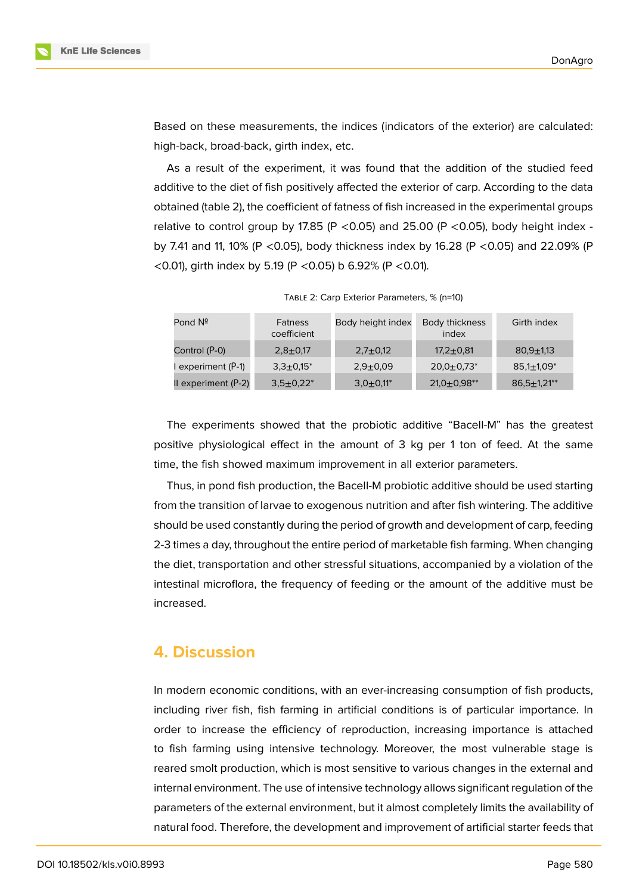Based on these measurements, the indices (indicators of the exterior) are calculated: high-back, broad-back, girth index, etc.

As a result of the experiment, it was found that the addition of the studied feed additive to the diet of fish positively affected the exterior of carp. According to the data obtained (table 2), the coefficient of fatness of fish increased in the experimental groups relative to control group by 17.85 ($P < 0.05$) and 25.00 ($P < 0.05$), body height index - by 7.41 and 11, 10% ($P < 0.05$), body thickness index by 16.28 ($P < 0.05$) and 22.09% ($P < 0.01$), girth index by 5.19 ($P < 0.05$) b 6.92% ($P < 0.01$).

Table 2: Carp Exterior Parameters, % (n=10)

| Pond № | Fatness coefficient | Body height index | Body thickness index | Girth index |
|---|---|---|---|---|
| Control (P-0) | 2,8±0,17 | 2,7±0,12 | 17,2±0,81 | 80,9±1,13 |
| I experiment (P-1) | 3,3±0,15* | 2,9±0,09 | 20,0±0,73* | 85,1±1,09* |
| II experiment (P-2) | 3,5±0,22* | 3,0±0,11* | 21,0±0,98** | 86,5±1,21** |

The experiments showed that the probiotic additive "Bacell-M" has the greatest positive physiological effect in the amount of 3 kg per 1 ton of feed. At the same time, the fish showed maximum improvement in all exterior parameters.

Thus, in pond fish production, the Bacell-M probiotic additive should be used starting from the transition of larvae to exogenous nutrition and after fish wintering. The additive should be used constantly during the period of growth and development of carp, feeding 2-3 times a day, throughout the entire period of marketable fish farming. When changing the diet, transportation and other stressful situations, accompanied by a violation of the intestinal microflora, the frequency of feeding or the amount of the additive must be increased.

## 4. Discussion

In modern economic conditions, with an ever-increasing consumption of fish products, including river fish, fish farming in artificial conditions is of particular importance. In order to increase the efficiency of reproduction, increasing importance is attached to fish farming using intensive technology. Moreover, the most vulnerable stage is reared smolt production, which is most sensitive to various changes in the external and internal environment. The use of intensive technology allows significant regulation of the parameters of the external environment, but it almost completely limits the availability of natural food. Therefore, the development and improvement of artificial starter feeds that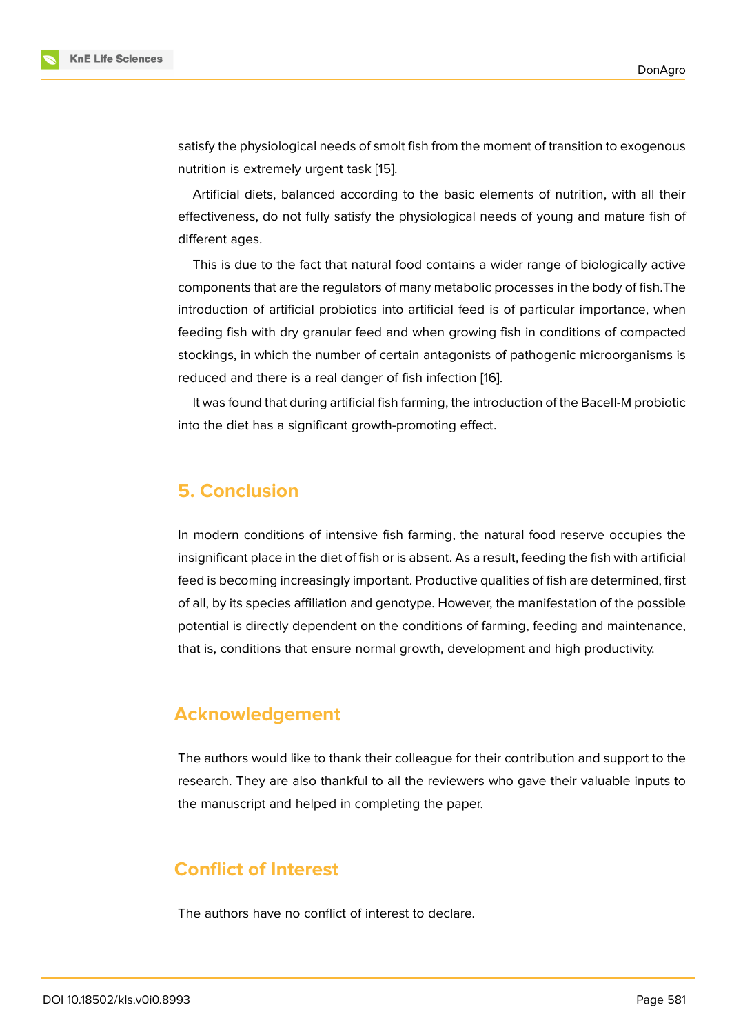satisfy the physiological needs of smolt fish from the moment of transition to exogenous nutrition is extremely urgent task [15].

Artificial diets, balanced according to the basic elements of nutrition, with all their effectiveness, do not fully satisfy the physiological needs of young and mature fish of different ages.

This is due to the fact that natural food contains a wider range of biologically active components that are the regulators of many metabolic processes in the body of fish.The introduction of artificial probiotics into artificial feed is of particular importance, when feeding fish with dry granular feed and when growing fish in conditions of compacted stockings, in which the number of certain antagonists of pathogenic microorganisms is reduced and there is a real danger of fish infection [16].

It was found that during artificial fish farming, the introduction of the Bacell-M probiotic into the diet has a significant growth-promoting effect.

## 5. Conclusion

In modern conditions of intensive fish farming, the natural food reserve occupies the insignificant place in the diet of fish or is absent. As a result, feeding the fish with artificial feed is becoming increasingly important. Productive qualities of fish are determined, first of all, by its species affiliation and genotype. However, the manifestation of the possible potential is directly dependent on the conditions of farming, feeding and maintenance, that is, conditions that ensure normal growth, development and high productivity.

## Acknowledgement

The authors would like to thank their colleague for their contribution and support to the research. They are also thankful to all the reviewers who gave their valuable inputs to the manuscript and helped in completing the paper.

## Conflict of Interest

The authors have no conflict of interest to declare.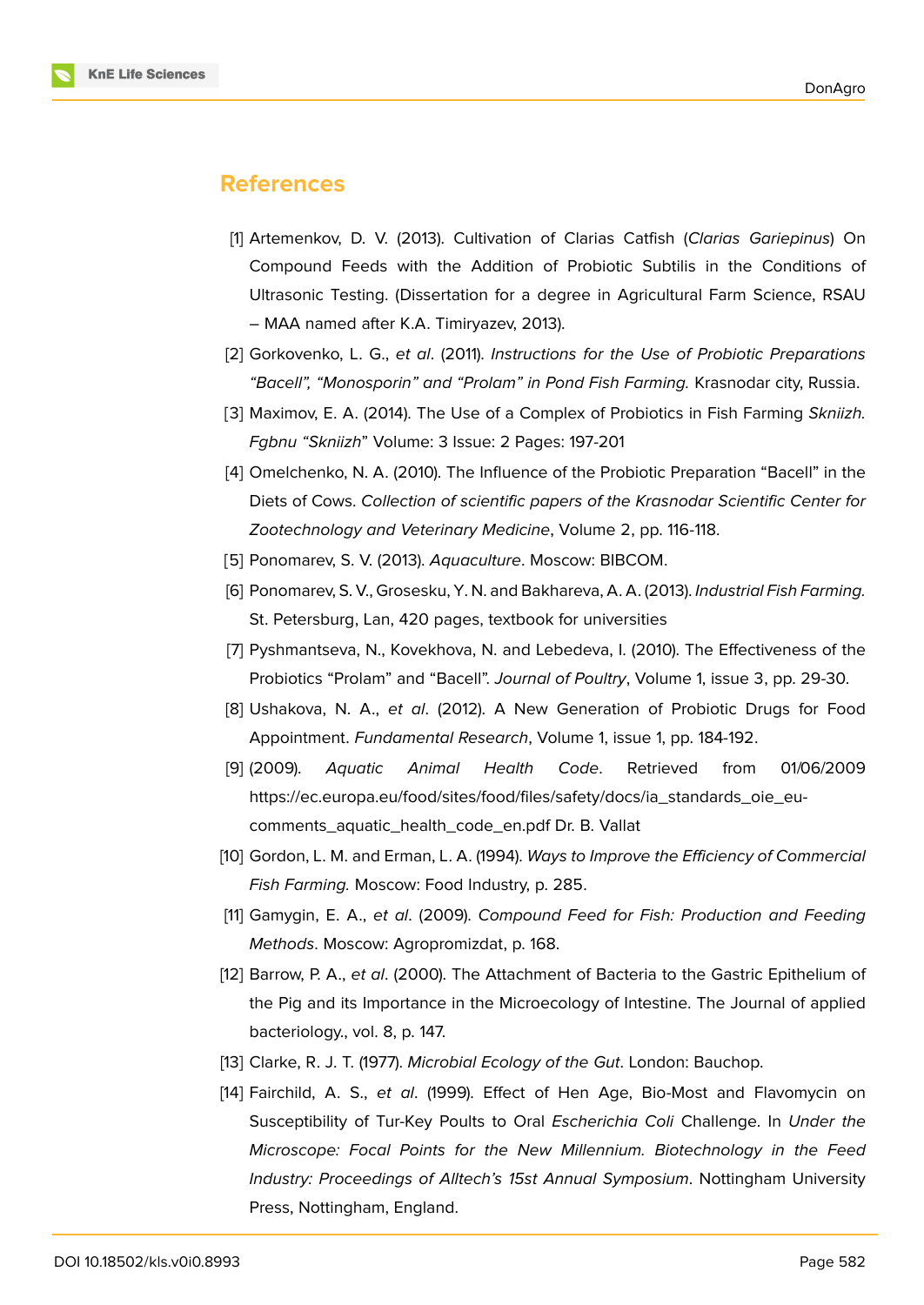## References

[1] Artemenkov, D. V. (2013). Cultivation of Clarias Catfish (*Clarias Gariepinus*) On Compound Feeds with the Addition of Probiotic Subtilis in the Conditions of Ultrasonic Testing. (Dissertation for a degree in Agricultural Farm Science, RSAU – MAA named after K.A. Timiryazev, 2013).

[2] Gorkovenko, L. G., *et al*. (2011). *Instructions for the Use of Probiotic Preparations “Bacell”, “Monosporin” and “Prolam” in Pond Fish Farming.* Krasnodar city, Russia.

[3] Maximov, E. A. (2014). The Use of a Complex of Probiotics in Fish Farming *Skniizh. Fgbnu “Skniizh*” Volume: 3 Issue: 2 Pages: 197-201

[4] Omelchenko, N. A. (2010). The Influence of the Probiotic Preparation “Bacell” in the Diets of Cows. *Collection of scientific papers of the Krasnodar Scientific Center for Zootechnology and Veterinary Medicine*, Volume 2, pp. 116-118.

[5] Ponomarev, S. V. (2013). *Aquaculture*. Moscow: BIBCOM.

[6] Ponomarev, S. V., Grosesku, Y. N. and Bakhareva, A. A. (2013). *Industrial Fish Farming.* St. Petersburg, Lan, 420 pages, textbook for universities

[7] Pyshmantseva, N., Kovekhova, N. and Lebedeva, I. (2010). The Effectiveness of the Probiotics “Prolam” and “Bacell”. *Journal of Poultry*, Volume 1, issue 3, pp. 29-30.

[8] Ushakova, N. A., *et al*. (2012). A New Generation of Probiotic Drugs for Food Appointment. *Fundamental Research*, Volume 1, issue 1, pp. 184-192.

[9] (2009). *Aquatic Animal Health Code*. Retrieved from 01/06/2009 https://ec.europa.eu/food/sites/food/files/safety/docs/ia_standards_oie_eu-comments_aquatic_health_code_en.pdf Dr. B. Vallat

[10] Gordon, L. M. and Erman, L. A. (1994). *Ways to Improve the Efficiency of Commercial Fish Farming.* Moscow: Food Industry, p. 285.

[11] Gamygin, E. A., *et al*. (2009). *Compound Feed for Fish: Production and Feeding Methods*. Moscow: Agropromizdat, p. 168.

[12] Barrow, P. A., *et al*. (2000). The Attachment of Bacteria to the Gastric Epithelium of the Pig and its Importance in the Microecology of Intestine. The Journal of applied bacteriology., vol. 8, p. 147.

[13] Clarke, R. J. T. (1977). *Microbial Ecology of the Gut*. London: Bauchop.

[14] Fairchild, A. S., *et al*. (1999). Effect of Hen Age, Bio-Most and Flavomycin on Susceptibility of Tur-Key Poults to Oral *Escherichia Coli* Challenge. In *Under the Microscope: Focal Points for the New Millennium. Biotechnology in the Feed Industry: Proceedings of Alltech’s 15st Annual Symposium*. Nottingham University Press, Nottingham, England.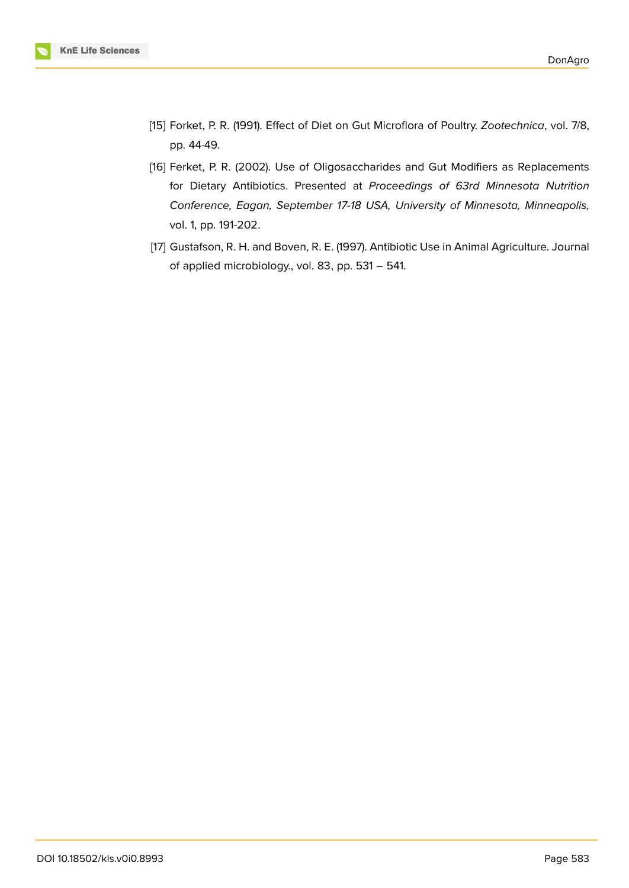[15] Forket, P. R. (1991). Effect of Diet on Gut Microflora of Poultry. *Zootechnica*, vol. 7/8, pp. 44-49.

[16] Ferket, P. R. (2002). Use of Oligosaccharides and Gut Modifiers as Replacements for Dietary Antibiotics. Presented at *Proceedings of 63rd Minnesota Nutrition Conference, Eagan, September 17-18 USA, University of Minnesota, Minneapolis,* vol. 1, pp. 191-202.

[17] Gustafson, R. H. and Boven, R. E. (1997). Antibiotic Use in Animal Agriculture. Journal of applied microbiology., vol. 83, pp. 531 – 541.